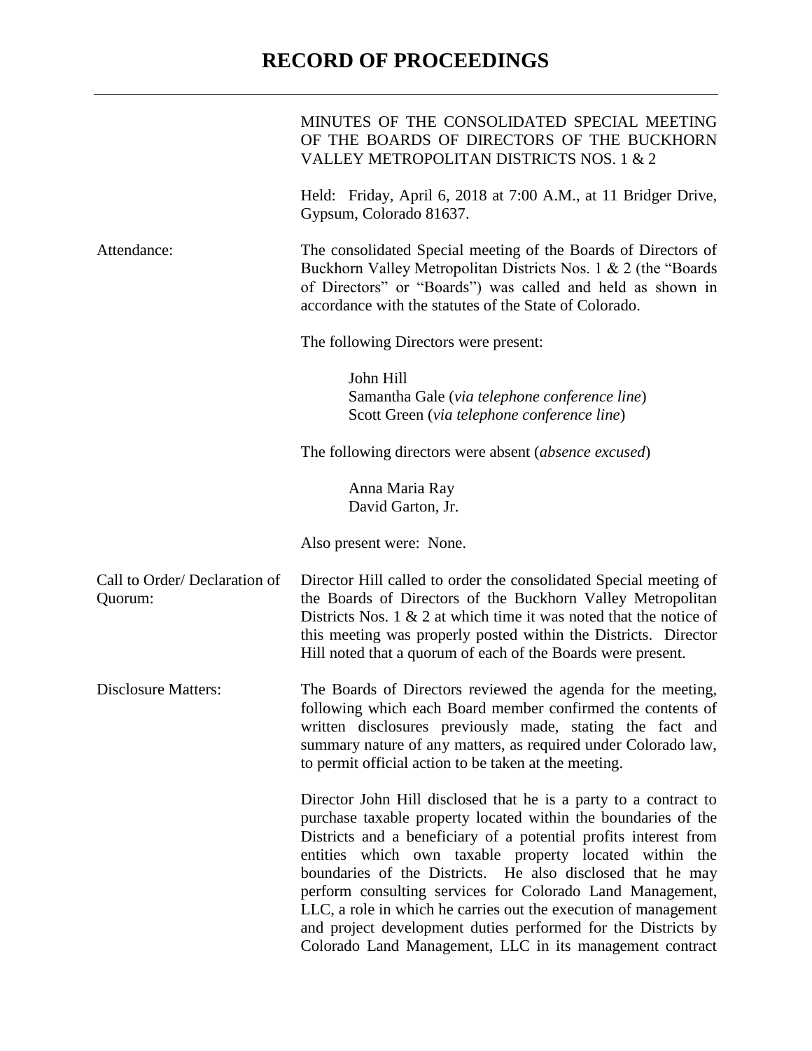# RECORD OF PROCEEDINGS

MINUTES OF THE CONSOLIDATED SPECIAL MEETING OF THE BOARDS OF DIRECTORS OF THE BUCKHORN VALLEY METROPOLITAN DISTRICTS NOS. 1 & 2

Held: Friday, April 6, 2018 at 7:00 A.M., at 11 Bridger Drive, Gypsum, Colorado 81637.

**Attendance:**

The consolidated Special meeting of the Boards of Directors of Buckhorn Valley Metropolitan Districts Nos. 1 & 2 (the "Boards of Directors" or "Boards") was called and held as shown in accordance with the statutes of the State of Colorado.

The following Directors were present:

John Hill
Samantha Gale (*via telephone conference line*)
Scott Green (*via telephone conference line*)

The following directors were absent (*absence excused*)

Anna Maria Ray
David Garton, Jr.

Also present were: None.

**Call to Order/ Declaration of Quorum:**

Director Hill called to order the consolidated Special meeting of the Boards of Directors of the Buckhorn Valley Metropolitan Districts Nos. 1 & 2 at which time it was noted that the notice of this meeting was properly posted within the Districts. Director Hill noted that a quorum of each of the Boards were present.

**Disclosure Matters:**

The Boards of Directors reviewed the agenda for the meeting, following which each Board member confirmed the contents of written disclosures previously made, stating the fact and summary nature of any matters, as required under Colorado law, to permit official action to be taken at the meeting.

Director John Hill disclosed that he is a party to a contract to purchase taxable property located within the boundaries of the Districts and a beneficiary of a potential profits interest from entities which own taxable property located within the boundaries of the Districts. He also disclosed that he may perform consulting services for Colorado Land Management, LLC, a role in which he carries out the execution of management and project development duties performed for the Districts by Colorado Land Management, LLC in its management contract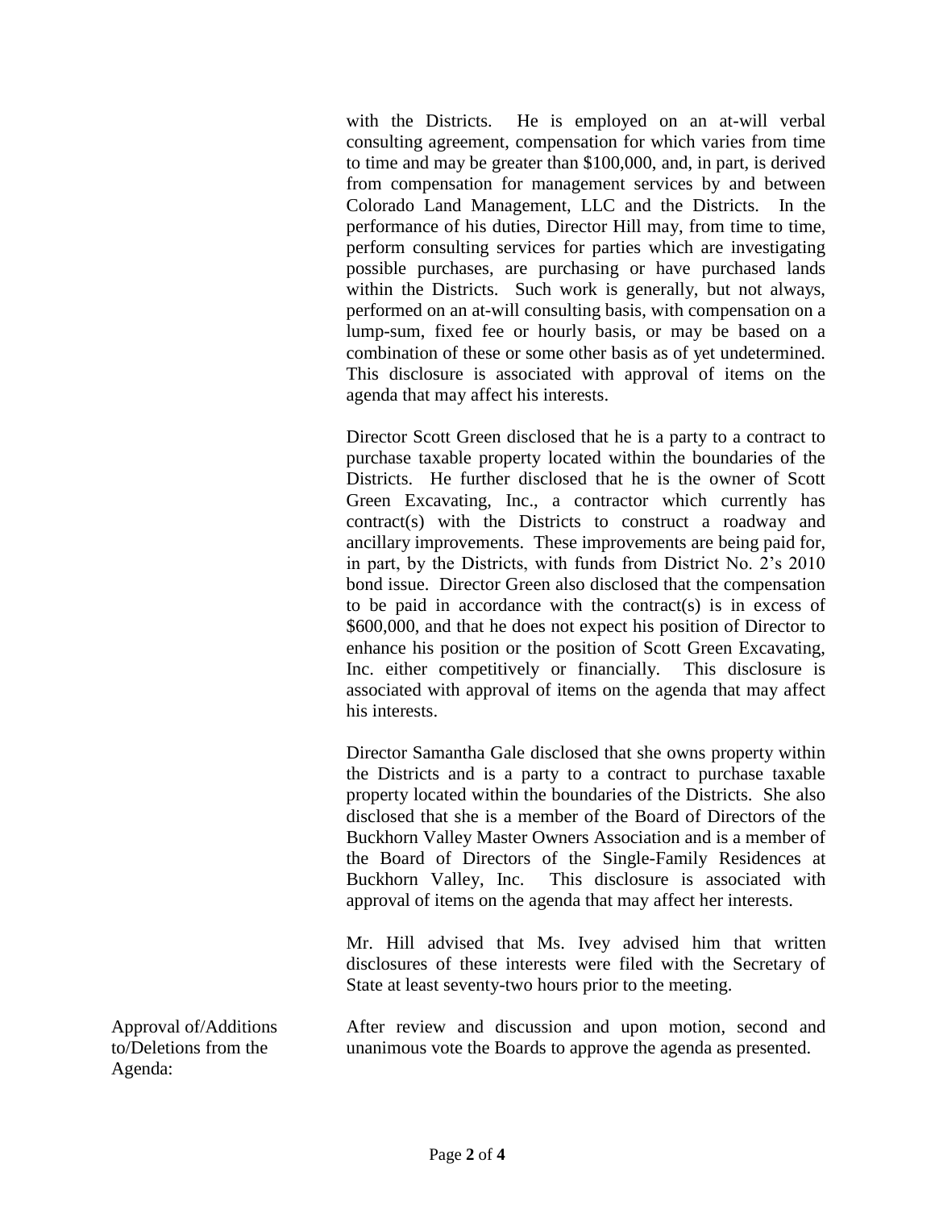with the Districts. He is employed on an at-will verbal consulting agreement, compensation for which varies from time to time and may be greater than $100,000, and, in part, is derived from compensation for management services by and between Colorado Land Management, LLC and the Districts. In the performance of his duties, Director Hill may, from time to time, perform consulting services for parties which are investigating possible purchases, are purchasing or have purchased lands within the Districts. Such work is generally, but not always, performed on an at-will consulting basis, with compensation on a lump-sum, fixed fee or hourly basis, or may be based on a combination of these or some other basis as of yet undetermined. This disclosure is associated with approval of items on the agenda that may affect his interests.

Director Scott Green disclosed that he is a party to a contract to purchase taxable property located within the boundaries of the Districts. He further disclosed that he is the owner of Scott Green Excavating, Inc., a contractor which currently has contract(s) with the Districts to construct a roadway and ancillary improvements. These improvements are being paid for, in part, by the Districts, with funds from District No. 2's 2010 bond issue. Director Green also disclosed that the compensation to be paid in accordance with the contract(s) is in excess of $600,000, and that he does not expect his position of Director to enhance his position or the position of Scott Green Excavating, Inc. either competitively or financially. This disclosure is associated with approval of items on the agenda that may affect his interests.

Director Samantha Gale disclosed that she owns property within the Districts and is a party to a contract to purchase taxable property located within the boundaries of the Districts. She also disclosed that she is a member of the Board of Directors of the Buckhorn Valley Master Owners Association and is a member of the Board of Directors of the Single-Family Residences at Buckhorn Valley, Inc. This disclosure is associated with approval of items on the agenda that may affect her interests.

Mr. Hill advised that Ms. Ivey advised him that written disclosures of these interests were filed with the Secretary of State at least seventy-two hours prior to the meeting.

**Approval of/Additions to/Deletions from the Agenda:**

After review and discussion and upon motion, second and unanimous vote the Boards to approve the agenda as presented.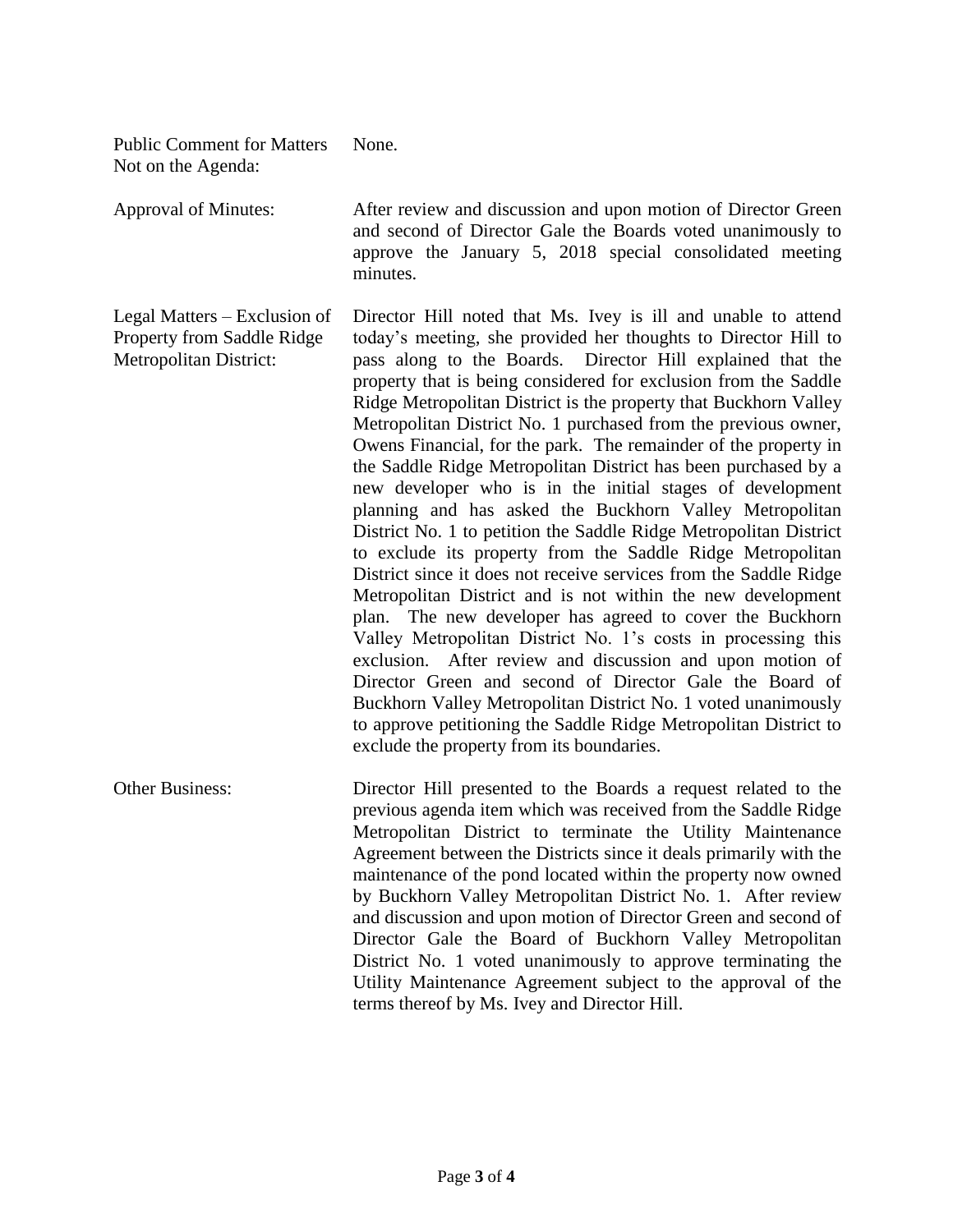| | |
|---|---|
| Public Comment for Matters Not on the Agenda: | None. |
| Approval of Minutes: | After review and discussion and upon motion of Director Green and second of Director Gale the Boards voted unanimously to approve the January 5, 2018 special consolidated meeting minutes. |
| Legal Matters – Exclusion of Property from Saddle Ridge Metropolitan District: | Director Hill noted that Ms. Ivey is ill and unable to attend today's meeting, she provided her thoughts to Director Hill to pass along to the Boards. Director Hill explained that the property that is being considered for exclusion from the Saddle Ridge Metropolitan District is the property that Buckhorn Valley Metropolitan District No. 1 purchased from the previous owner, Owens Financial, for the park. The remainder of the property in the Saddle Ridge Metropolitan District has been purchased by a new developer who is in the initial stages of development planning and has asked the Buckhorn Valley Metropolitan District No. 1 to petition the Saddle Ridge Metropolitan District to exclude its property from the Saddle Ridge Metropolitan District since it does not receive services from the Saddle Ridge Metropolitan District and is not within the new development plan. The new developer has agreed to cover the Buckhorn Valley Metropolitan District No. 1's costs in processing this exclusion. After review and discussion and upon motion of Director Green and second of Director Gale the Board of Buckhorn Valley Metropolitan District No. 1 voted unanimously to approve petitioning the Saddle Ridge Metropolitan District to exclude the property from its boundaries. |
| Other Business: | Director Hill presented to the Boards a request related to the previous agenda item which was received from the Saddle Ridge Metropolitan District to terminate the Utility Maintenance Agreement between the Districts since it deals primarily with the maintenance of the pond located within the property now owned by Buckhorn Valley Metropolitan District No. 1. After review and discussion and upon motion of Director Green and second of Director Gale the Board of Buckhorn Valley Metropolitan District No. 1 voted unanimously to approve terminating the Utility Maintenance Agreement subject to the approval of the terms thereof by Ms. Ivey and Director Hill. |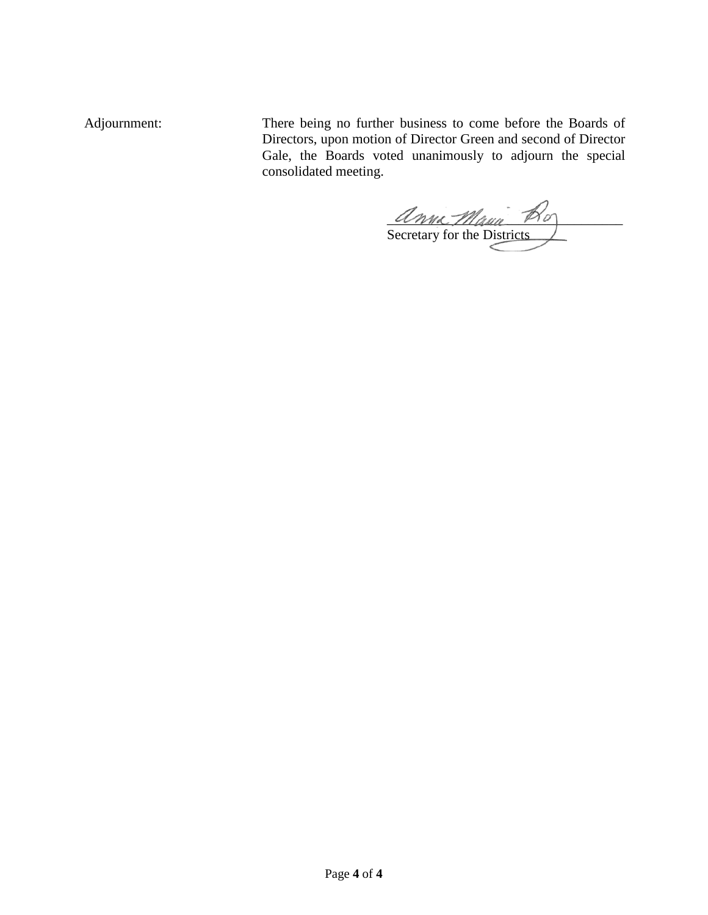Adjournment: There being no further business to come before the Boards of Directors, upon motion of Director Green and second of Director Gale, the Boards voted unanimously to adjourn the special consolidated meeting.

\_\_\_\_\_\_\_\_\_\_\_\_\_\_\_\_\_\_\_\_\_\_\_\_\_\_\_\_\_\_\_\_

Secretary for the Districts